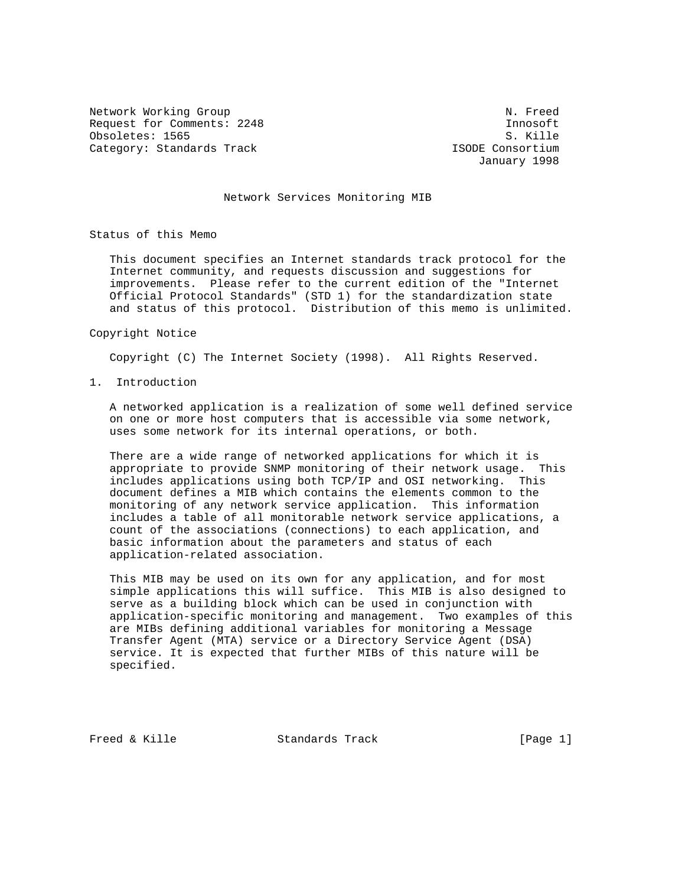Network Working Group N. Freed
Request for Comments: 2248 Innosoft
Obsoletes: 1565 S. Kille
Category: Standards Track ISODE Consortium
January 1998

# Network Services Monitoring MIB

## Status of this Memo

This document specifies an Internet standards track protocol for the Internet community, and requests discussion and suggestions for improvements. Please refer to the current edition of the "Internet Official Protocol Standards" (STD 1) for the standardization state and status of this protocol. Distribution of this memo is unlimited.

## Copyright Notice

Copyright (C) The Internet Society (1998). All Rights Reserved.

## 1. Introduction

A networked application is a realization of some well defined service on one or more host computers that is accessible via some network, uses some network for its internal operations, or both.

There are a wide range of networked applications for which it is appropriate to provide SNMP monitoring of their network usage. This includes applications using both TCP/IP and OSI networking. This document defines a MIB which contains the elements common to the monitoring of any network service application. This information includes a table of all monitorable network service applications, a count of the associations (connections) to each application, and basic information about the parameters and status of each application-related association.

This MIB may be used on its own for any application, and for most simple applications this will suffice. This MIB is also designed to serve as a building block which can be used in conjunction with application-specific monitoring and management. Two examples of this are MIBs defining additional variables for monitoring a Message Transfer Agent (MTA) service or a Directory Service Agent (DSA) service. It is expected that further MIBs of this nature will be specified.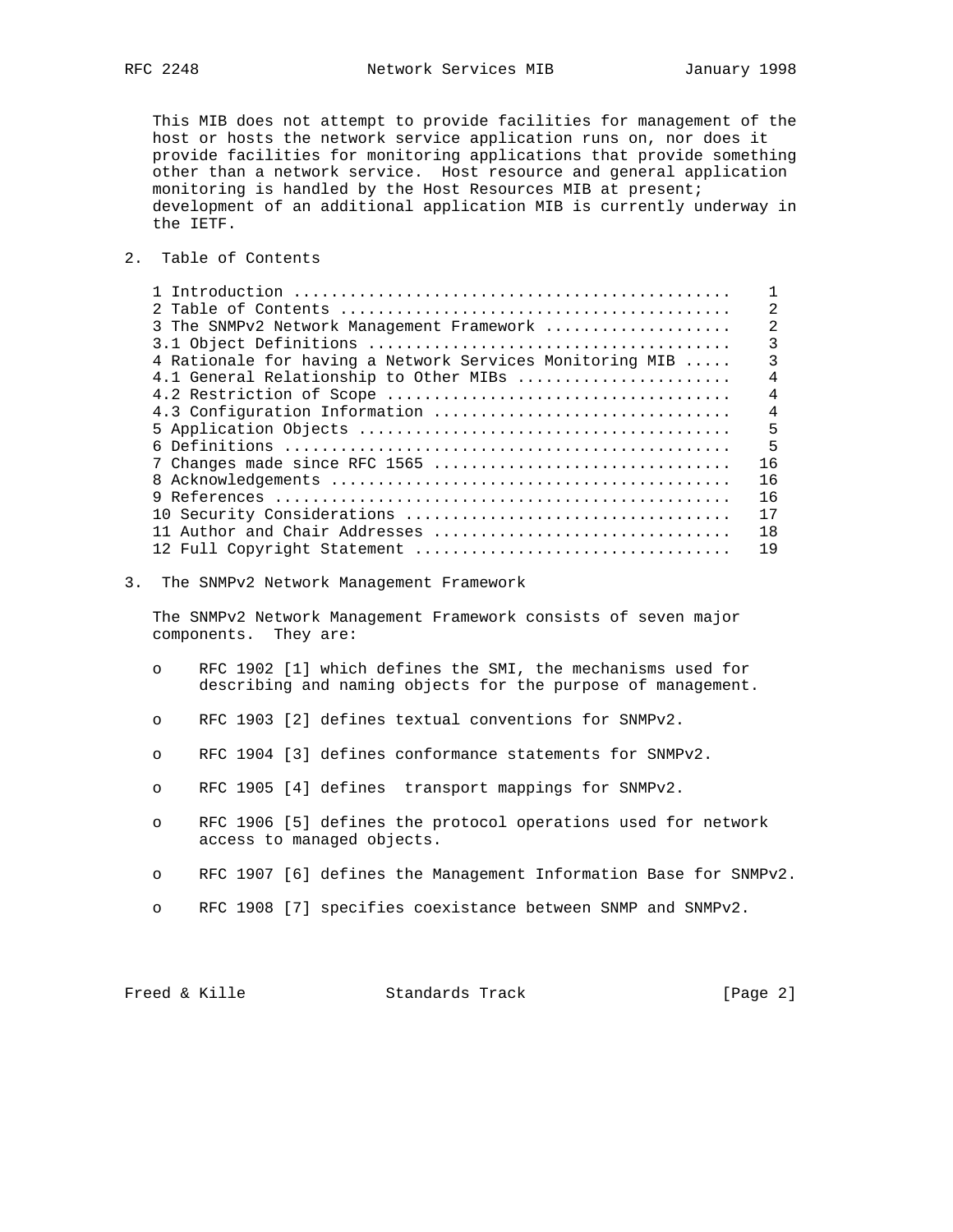This MIB does not attempt to provide facilities for management of the host or hosts the network service application runs on, nor does it provide facilities for monitoring applications that provide something other than a network service. Host resource and general application monitoring is handled by the Host Resources MIB at present; development of an additional application MIB is currently underway in the IETF.

## 2. Table of Contents

```
1 Introduction .............................................    1
2 Table of Contents ........................................    2
3 The SNMPv2 Network Management Framework ..................    2
3.1 Object Definitions .....................................    3
4 Rationale for having a Network Services Monitoring MIB ...    3
4.1 General Relationship to Other MIBs .....................    4
4.2 Restriction of Scope ...................................    4
4.3 Configuration Information ..............................    4
5 Application Objects ......................................    5
6 Definitions ..............................................    5
7 Changes made since RFC 1565 ..............................   16
8 Acknowledgements .........................................   16
9 References ...............................................   16
10 Security Considerations .................................   17
11 Author and Chair Addresses ..............................   18
12 Full Copyright Statement ................................   19
```

## 3. The SNMPv2 Network Management Framework

The SNMPv2 Network Management Framework consists of seven major components. They are:

- RFC 1902 [1] which defines the SMI, the mechanisms used for describing and naming objects for the purpose of management.
- RFC 1903 [2] defines textual conventions for SNMPv2.
- RFC 1904 [3] defines conformance statements for SNMPv2.
- RFC 1905 [4] defines transport mappings for SNMPv2.
- RFC 1906 [5] defines the protocol operations used for network access to managed objects.
- RFC 1907 [6] defines the Management Information Base for SNMPv2.
- RFC 1908 [7] specifies coexistance between SNMP and SNMPv2.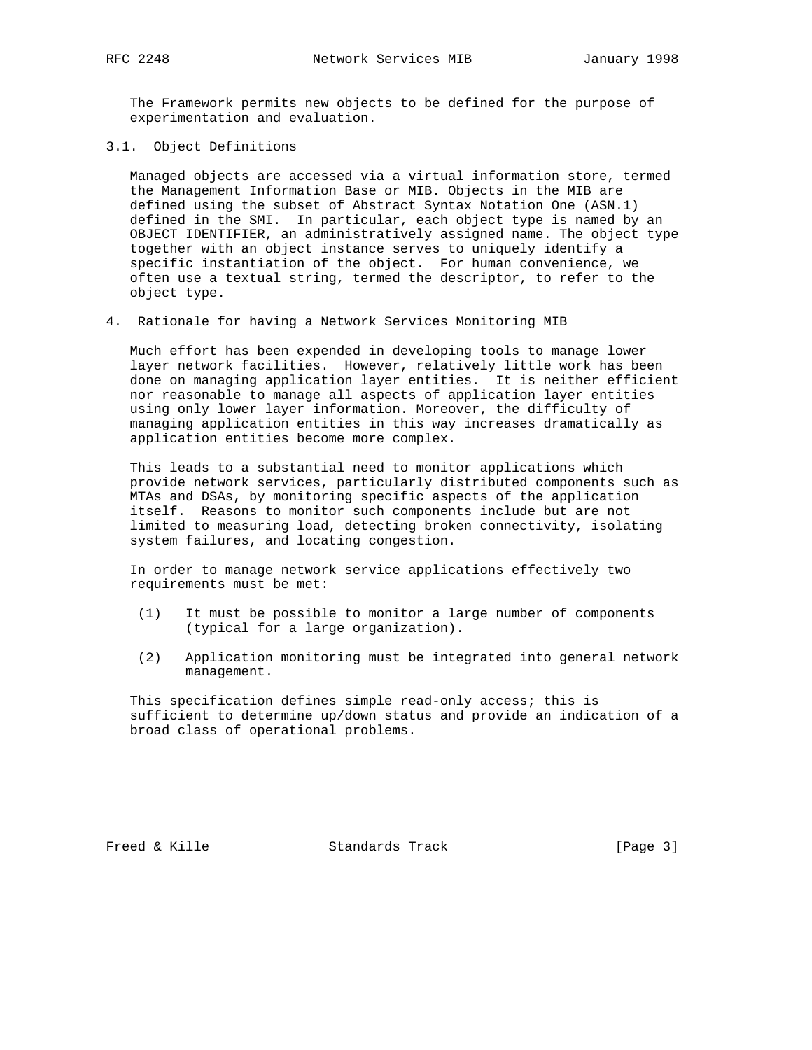The Framework permits new objects to be defined for the purpose of experimentation and evaluation.

### 3.1. Object Definitions

Managed objects are accessed via a virtual information store, termed the Management Information Base or MIB. Objects in the MIB are defined using the subset of Abstract Syntax Notation One (ASN.1) defined in the SMI. In particular, each object type is named by an OBJECT IDENTIFIER, an administratively assigned name. The object type together with an object instance serves to uniquely identify a specific instantiation of the object. For human convenience, we often use a textual string, termed the descriptor, to refer to the object type.

## 4. Rationale for having a Network Services Monitoring MIB

Much effort has been expended in developing tools to manage lower layer network facilities. However, relatively little work has been done on managing application layer entities. It is neither efficient nor reasonable to manage all aspects of application layer entities using only lower layer information. Moreover, the difficulty of managing application entities in this way increases dramatically as application entities become more complex.

This leads to a substantial need to monitor applications which provide network services, particularly distributed components such as MTAs and DSAs, by monitoring specific aspects of the application itself. Reasons to monitor such components include but are not limited to measuring load, detecting broken connectivity, isolating system failures, and locating congestion.

In order to manage network service applications effectively two requirements must be met:

(1) It must be possible to monitor a large number of components (typical for a large organization).

(2) Application monitoring must be integrated into general network management.

This specification defines simple read-only access; this is sufficient to determine up/down status and provide an indication of a broad class of operational problems.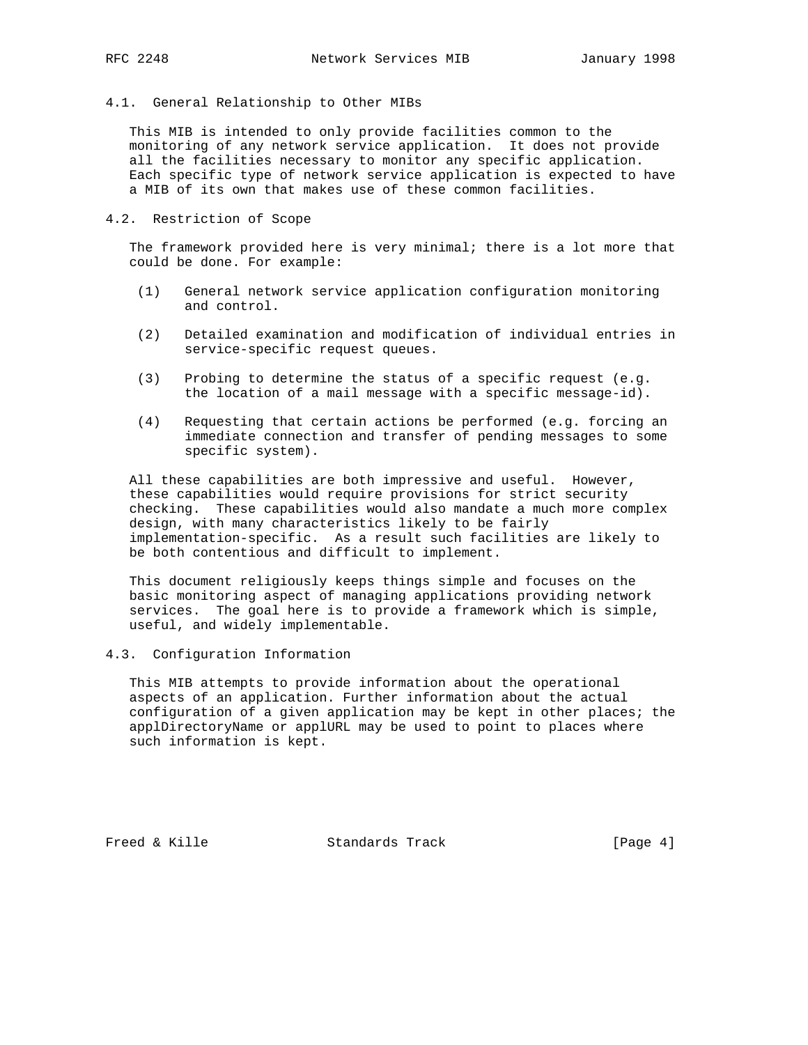### 4.1. General Relationship to Other MIBs

This MIB is intended to only provide facilities common to the monitoring of any network service application. It does not provide all the facilities necessary to monitor any specific application. Each specific type of network service application is expected to have a MIB of its own that makes use of these common facilities.

### 4.2. Restriction of Scope

The framework provided here is very minimal; there is a lot more that could be done. For example:

(1) General network service application configuration monitoring and control.

(2) Detailed examination and modification of individual entries in service-specific request queues.

(3) Probing to determine the status of a specific request (e.g. the location of a mail message with a specific message-id).

(4) Requesting that certain actions be performed (e.g. forcing an immediate connection and transfer of pending messages to some specific system).

All these capabilities are both impressive and useful. However, these capabilities would require provisions for strict security checking. These capabilities would also mandate a much more complex design, with many characteristics likely to be fairly implementation-specific. As a result such facilities are likely to be both contentious and difficult to implement.

This document religiously keeps things simple and focuses on the basic monitoring aspect of managing applications providing network services. The goal here is to provide a framework which is simple, useful, and widely implementable.

### 4.3. Configuration Information

This MIB attempts to provide information about the operational aspects of an application. Further information about the actual configuration of a given application may be kept in other places; the applDirectoryName or applURL may be used to point to places where such information is kept.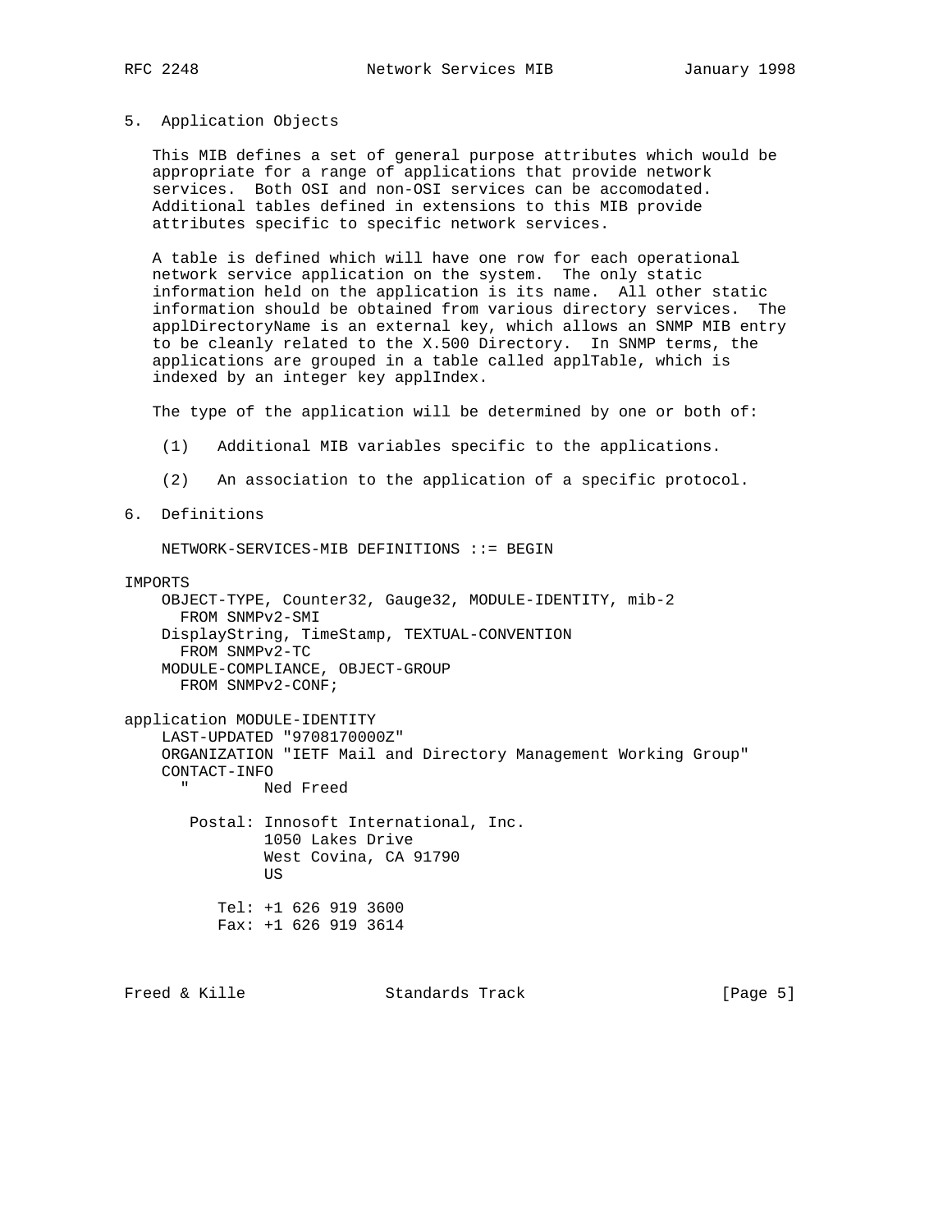## 5. Application Objects

This MIB defines a set of general purpose attributes which would be appropriate for a range of applications that provide network services. Both OSI and non-OSI services can be accomodated. Additional tables defined in extensions to this MIB provide attributes specific to specific network services.

A table is defined which will have one row for each operational network service application on the system. The only static information held on the application is its name. All other static information should be obtained from various directory services. The applDirectoryName is an external key, which allows an SNMP MIB entry to be cleanly related to the X.500 Directory. In SNMP terms, the applications are grouped in a table called applTable, which is indexed by an integer key applIndex.

The type of the application will be determined by one or both of:

(1) Additional MIB variables specific to the applications.

(2) An association to the application of a specific protocol.

## 6. Definitions

```
    NETWORK-SERVICES-MIB DEFINITIONS ::= BEGIN

IMPORTS
    OBJECT-TYPE, Counter32, Gauge32, MODULE-IDENTITY, mib-2
      FROM SNMPv2-SMI
    DisplayString, TimeStamp, TEXTUAL-CONVENTION
      FROM SNMPv2-TC
    MODULE-COMPLIANCE, OBJECT-GROUP
      FROM SNMPv2-CONF;

application MODULE-IDENTITY
    LAST-UPDATED "9708170000Z"
    ORGANIZATION "IETF Mail and Directory Management Working Group"
    CONTACT-INFO
      "        Ned Freed

       Postal: Innosoft International, Inc.
               1050 Lakes Drive
               West Covina, CA 91790
               US

          Tel: +1 626 919 3600
          Fax: +1 626 919 3614
```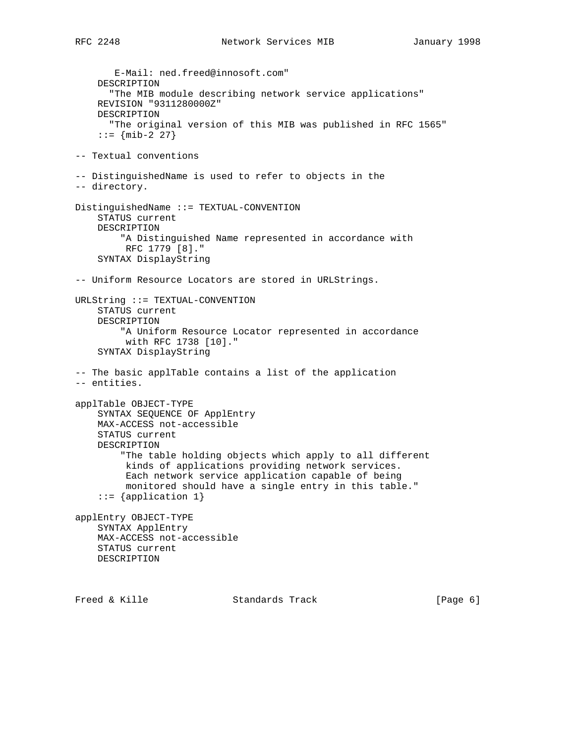```
       E-Mail: ned.freed@innosoft.com"
    DESCRIPTION
      "The MIB module describing network service applications"
    REVISION "9311280000Z"
    DESCRIPTION
      "The original version of this MIB was published in RFC 1565"
    ::= {mib-2 27}

-- Textual conventions

-- DistinguishedName is used to refer to objects in the
-- directory.

DistinguishedName ::= TEXTUAL-CONVENTION
    STATUS current
    DESCRIPTION
        "A Distinguished Name represented in accordance with
         RFC 1779 [8]."
    SYNTAX DisplayString

-- Uniform Resource Locators are stored in URLStrings.

URLString ::= TEXTUAL-CONVENTION
    STATUS current
    DESCRIPTION
        "A Uniform Resource Locator represented in accordance
         with RFC 1738 [10]."
    SYNTAX DisplayString

-- The basic applTable contains a list of the application
-- entities.

applTable OBJECT-TYPE
    SYNTAX SEQUENCE OF ApplEntry
    MAX-ACCESS not-accessible
    STATUS current
    DESCRIPTION
        "The table holding objects which apply to all different
         kinds of applications providing network services.
         Each network service application capable of being
         monitored should have a single entry in this table."
    ::= {application 1}

applEntry OBJECT-TYPE
    SYNTAX ApplEntry
    MAX-ACCESS not-accessible
    STATUS current
    DESCRIPTION
```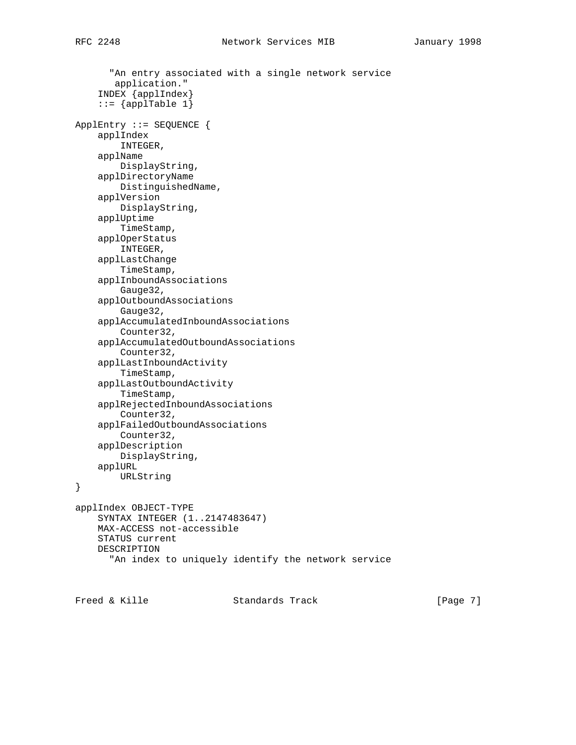```
      "An entry associated with a single network service
       application."
    INDEX {applIndex}
    ::= {applTable 1}

ApplEntry ::= SEQUENCE {
    applIndex
        INTEGER,
    applName
        DisplayString,
    applDirectoryName
        DistinguishedName,
    applVersion
        DisplayString,
    applUptime
        TimeStamp,
    applOperStatus
        INTEGER,
    applLastChange
        TimeStamp,
    applInboundAssociations
        Gauge32,
    applOutboundAssociations
        Gauge32,
    applAccumulatedInboundAssociations
        Counter32,
    applAccumulatedOutboundAssociations
        Counter32,
    applLastInboundActivity
        TimeStamp,
    applLastOutboundActivity
        TimeStamp,
    applRejectedInboundAssociations
        Counter32,
    applFailedOutboundAssociations
        Counter32,
    applDescription
        DisplayString,
    applURL
        URLString
}

applIndex OBJECT-TYPE
    SYNTAX INTEGER (1..2147483647)
    MAX-ACCESS not-accessible
    STATUS current
    DESCRIPTION
      "An index to uniquely identify the network service
```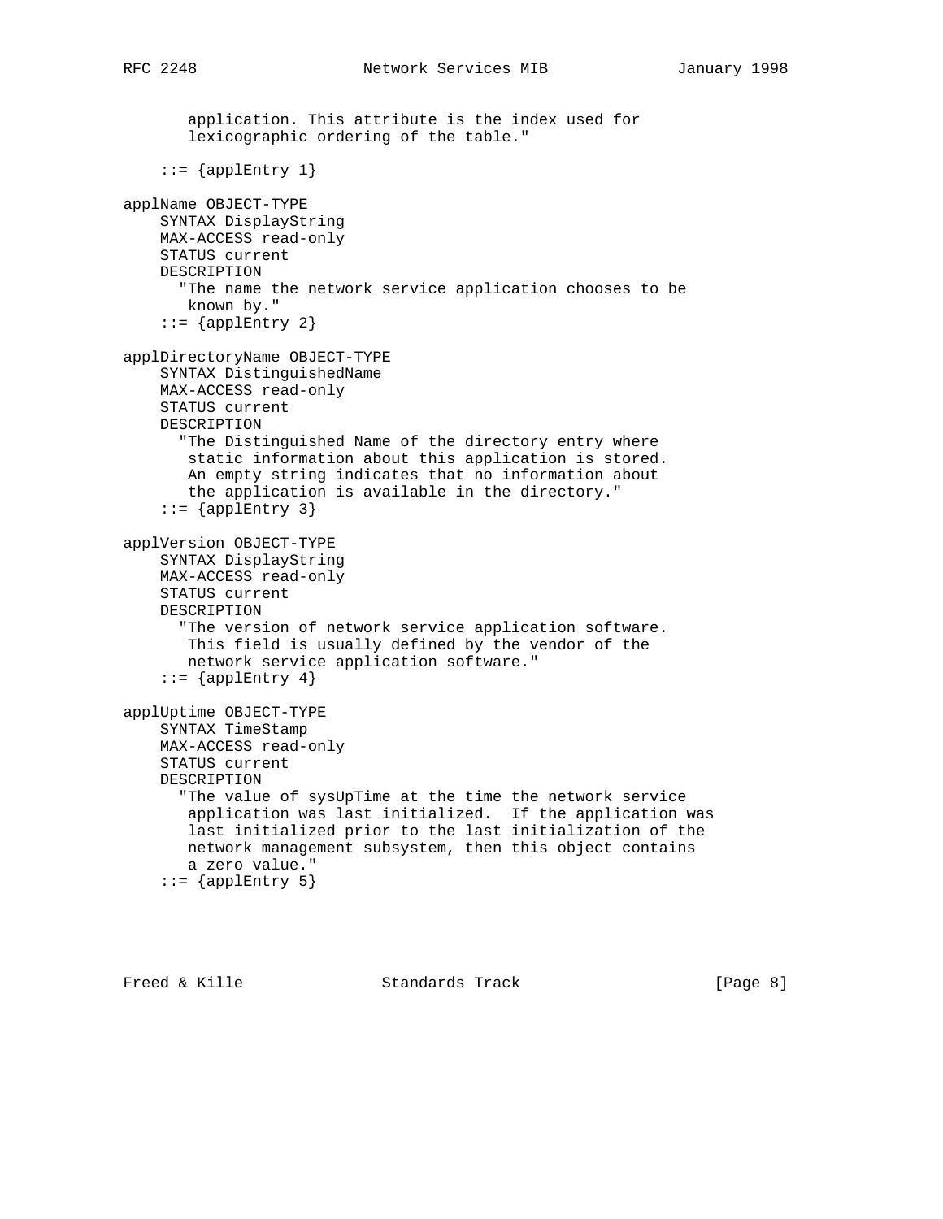```
       application. This attribute is the index used for
       lexicographic ordering of the table."

    ::= {applEntry 1}

applName OBJECT-TYPE
    SYNTAX DisplayString
    MAX-ACCESS read-only
    STATUS current
    DESCRIPTION
      "The name the network service application chooses to be
       known by."
    ::= {applEntry 2}

applDirectoryName OBJECT-TYPE
    SYNTAX DistinguishedName
    MAX-ACCESS read-only
    STATUS current
    DESCRIPTION
      "The Distinguished Name of the directory entry where
       static information about this application is stored.
       An empty string indicates that no information about
       the application is available in the directory."
    ::= {applEntry 3}

applVersion OBJECT-TYPE
    SYNTAX DisplayString
    MAX-ACCESS read-only
    STATUS current
    DESCRIPTION
      "The version of network service application software.
       This field is usually defined by the vendor of the
       network service application software."
    ::= {applEntry 4}

applUptime OBJECT-TYPE
    SYNTAX TimeStamp
    MAX-ACCESS read-only
    STATUS current
    DESCRIPTION
      "The value of sysUpTime at the time the network service
       application was last initialized.  If the application was
       last initialized prior to the last initialization of the
       network management subsystem, then this object contains
       a zero value."
    ::= {applEntry 5}
```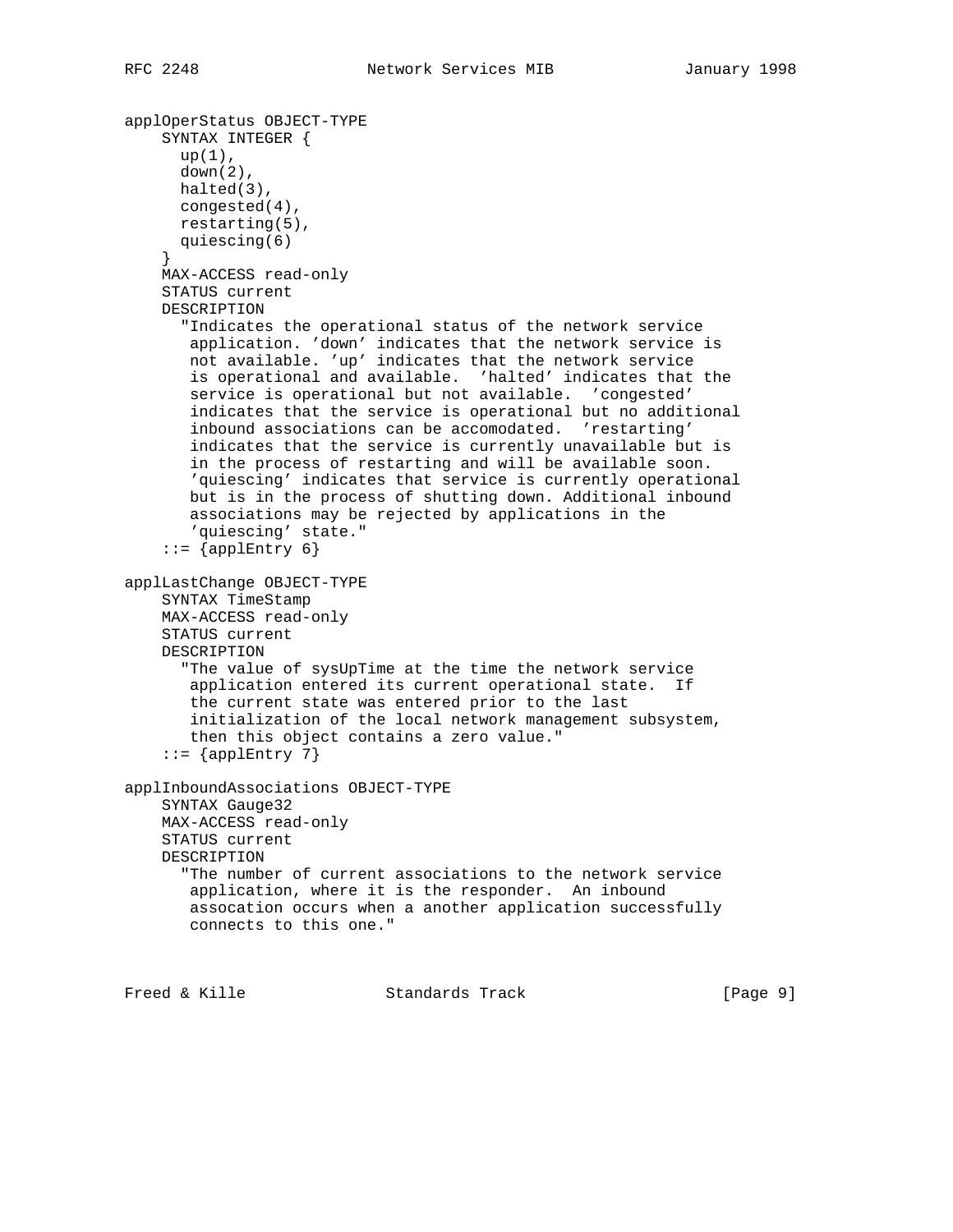```
applOperStatus OBJECT-TYPE
    SYNTAX INTEGER {
      up(1),
      down(2),
      halted(3),
      congested(4),
      restarting(5),
      quiescing(6)
    }
    MAX-ACCESS read-only
    STATUS current
    DESCRIPTION
      "Indicates the operational status of the network service
       application. 'down' indicates that the network service is
       not available. 'up' indicates that the network service
       is operational and available.  'halted' indicates that the
       service is operational but not available.  'congested'
       indicates that the service is operational but no additional
       inbound associations can be accomodated.  'restarting'
       indicates that the service is currently unavailable but is
       in the process of restarting and will be available soon.
       'quiescing' indicates that service is currently operational
       but is in the process of shutting down. Additional inbound
       associations may be rejected by applications in the
       'quiescing' state."
    ::= {applEntry 6}

applLastChange OBJECT-TYPE
    SYNTAX TimeStamp
    MAX-ACCESS read-only
    STATUS current
    DESCRIPTION
      "The value of sysUpTime at the time the network service
       application entered its current operational state.  If
       the current state was entered prior to the last
       initialization of the local network management subsystem,
       then this object contains a zero value."
    ::= {applEntry 7}

applInboundAssociations OBJECT-TYPE
    SYNTAX Gauge32
    MAX-ACCESS read-only
    STATUS current
    DESCRIPTION
      "The number of current associations to the network service
       application, where it is the responder.  An inbound
       assocation occurs when a another application successfully
       connects to this one."
```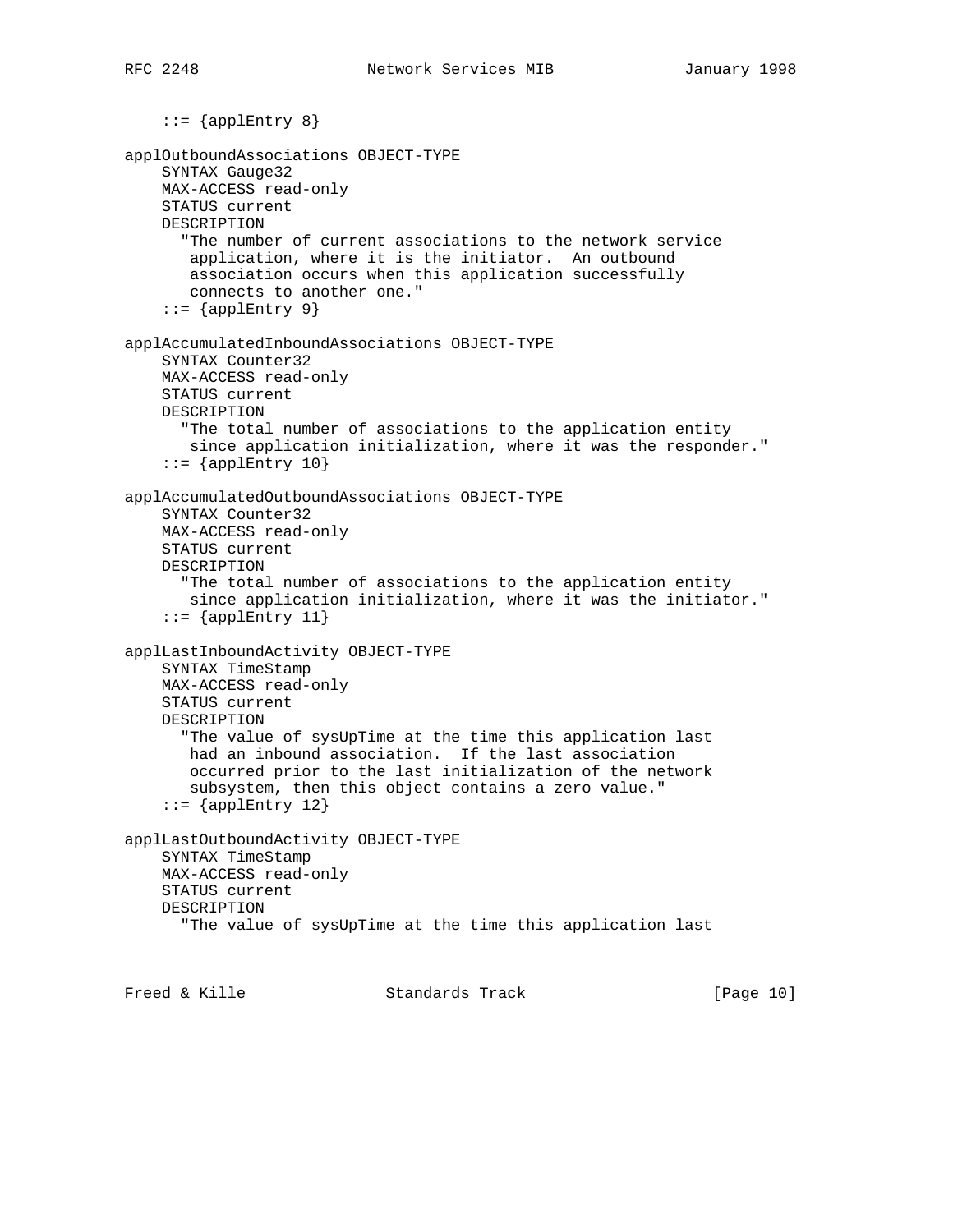```
    ::= {applEntry 8}

applOutboundAssociations OBJECT-TYPE
    SYNTAX Gauge32
    MAX-ACCESS read-only
    STATUS current
    DESCRIPTION
      "The number of current associations to the network service
       application, where it is the initiator.  An outbound
       association occurs when this application successfully
       connects to another one."
    ::= {applEntry 9}

applAccumulatedInboundAssociations OBJECT-TYPE
    SYNTAX Counter32
    MAX-ACCESS read-only
    STATUS current
    DESCRIPTION
      "The total number of associations to the application entity
       since application initialization, where it was the responder."
    ::= {applEntry 10}

applAccumulatedOutboundAssociations OBJECT-TYPE
    SYNTAX Counter32
    MAX-ACCESS read-only
    STATUS current
    DESCRIPTION
      "The total number of associations to the application entity
       since application initialization, where it was the initiator."
    ::= {applEntry 11}

applLastInboundActivity OBJECT-TYPE
    SYNTAX TimeStamp
    MAX-ACCESS read-only
    STATUS current
    DESCRIPTION
      "The value of sysUpTime at the time this application last
       had an inbound association.  If the last association
       occurred prior to the last initialization of the network
       subsystem, then this object contains a zero value."
    ::= {applEntry 12}

applLastOutboundActivity OBJECT-TYPE
    SYNTAX TimeStamp
    MAX-ACCESS read-only
    STATUS current
    DESCRIPTION
      "The value of sysUpTime at the time this application last
```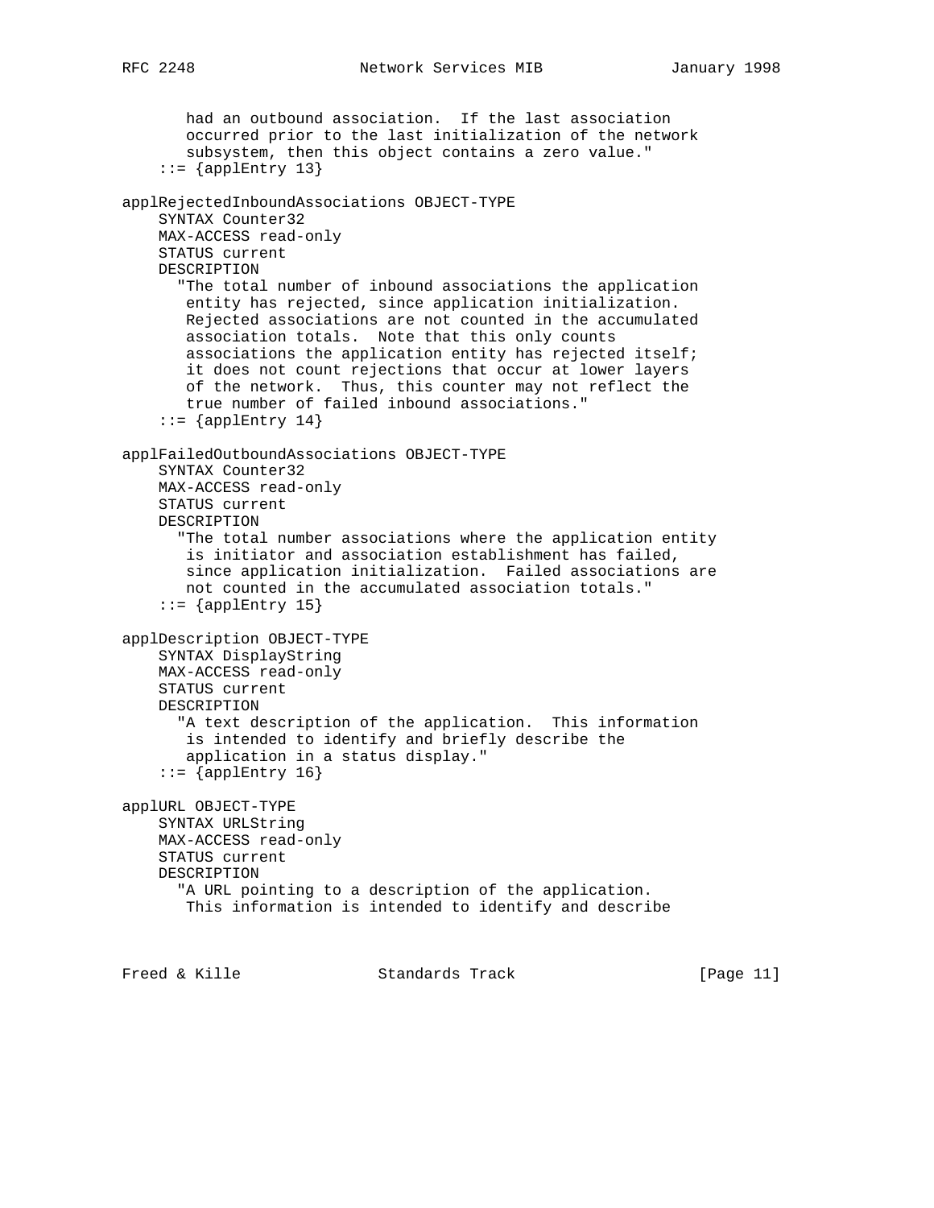```
       had an outbound association.  If the last association
       occurred prior to the last initialization of the network
       subsystem, then this object contains a zero value."
    ::= {applEntry 13}

applRejectedInboundAssociations OBJECT-TYPE
    SYNTAX Counter32
    MAX-ACCESS read-only
    STATUS current
    DESCRIPTION
      "The total number of inbound associations the application
       entity has rejected, since application initialization.
       Rejected associations are not counted in the accumulated
       association totals.  Note that this only counts
       associations the application entity has rejected itself;
       it does not count rejections that occur at lower layers
       of the network.  Thus, this counter may not reflect the
       true number of failed inbound associations."
    ::= {applEntry 14}

applFailedOutboundAssociations OBJECT-TYPE
    SYNTAX Counter32
    MAX-ACCESS read-only
    STATUS current
    DESCRIPTION
      "The total number associations where the application entity
       is initiator and association establishment has failed,
       since application initialization.  Failed associations are
       not counted in the accumulated association totals."
    ::= {applEntry 15}

applDescription OBJECT-TYPE
    SYNTAX DisplayString
    MAX-ACCESS read-only
    STATUS current
    DESCRIPTION
      "A text description of the application.  This information
       is intended to identify and briefly describe the
       application in a status display."
    ::= {applEntry 16}

applURL OBJECT-TYPE
    SYNTAX URLString
    MAX-ACCESS read-only
    STATUS current
    DESCRIPTION
      "A URL pointing to a description of the application.
       This information is intended to identify and describe
```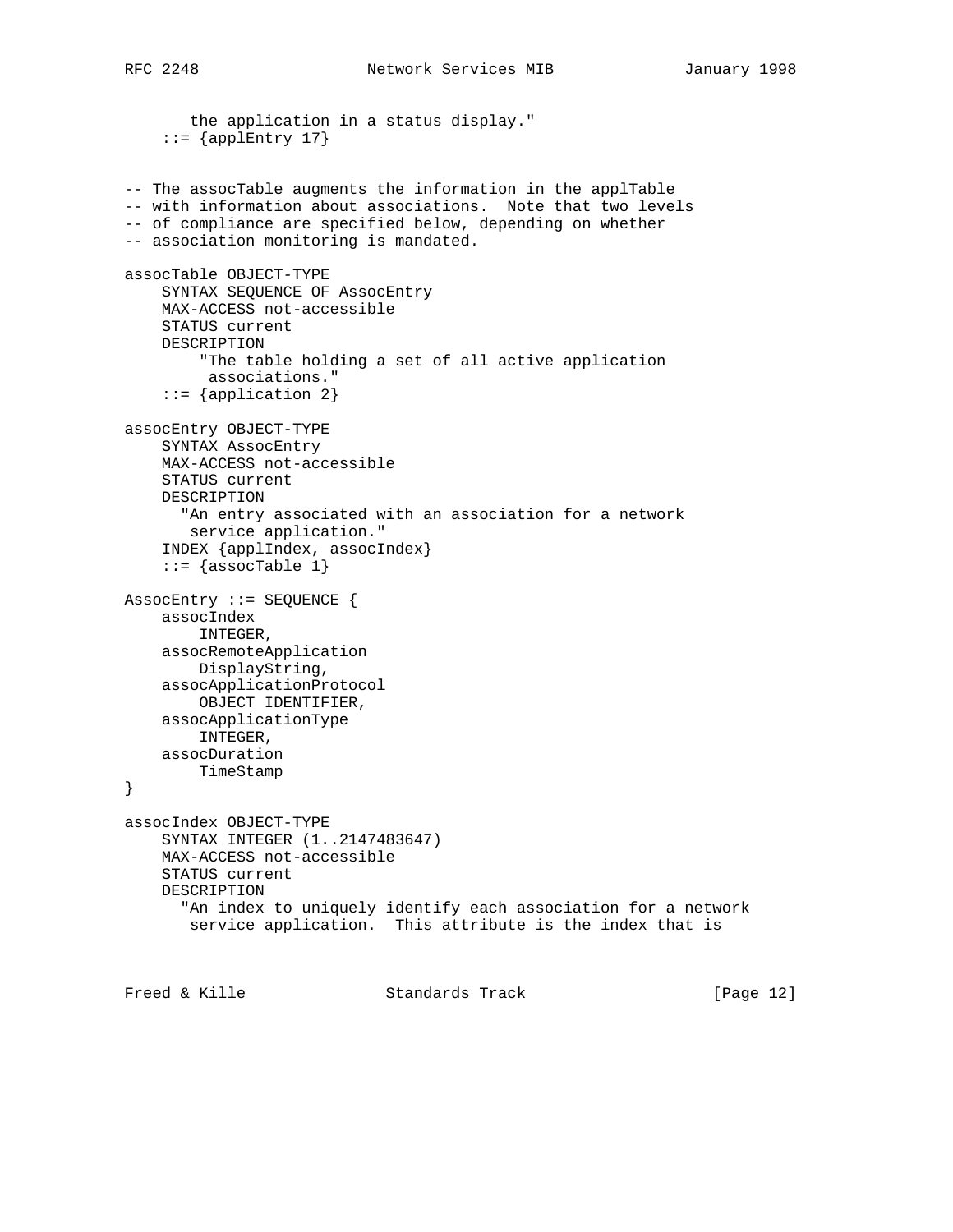```
       the application in a status display."
    ::= {applEntry 17}


-- The assocTable augments the information in the applTable
-- with information about associations.  Note that two levels
-- of compliance are specified below, depending on whether
-- association monitoring is mandated.

assocTable OBJECT-TYPE
    SYNTAX SEQUENCE OF AssocEntry
    MAX-ACCESS not-accessible
    STATUS current
    DESCRIPTION
        "The table holding a set of all active application
         associations."
    ::= {application 2}

assocEntry OBJECT-TYPE
    SYNTAX AssocEntry
    MAX-ACCESS not-accessible
    STATUS current
    DESCRIPTION
      "An entry associated with an association for a network
       service application."
    INDEX {applIndex, assocIndex}
    ::= {assocTable 1}

AssocEntry ::= SEQUENCE {
    assocIndex
        INTEGER,
    assocRemoteApplication
        DisplayString,
    assocApplicationProtocol
        OBJECT IDENTIFIER,
    assocApplicationType
        INTEGER,
    assocDuration
        TimeStamp
}

assocIndex OBJECT-TYPE
    SYNTAX INTEGER (1..2147483647)
    MAX-ACCESS not-accessible
    STATUS current
    DESCRIPTION
      "An index to uniquely identify each association for a network
       service application.  This attribute is the index that is
```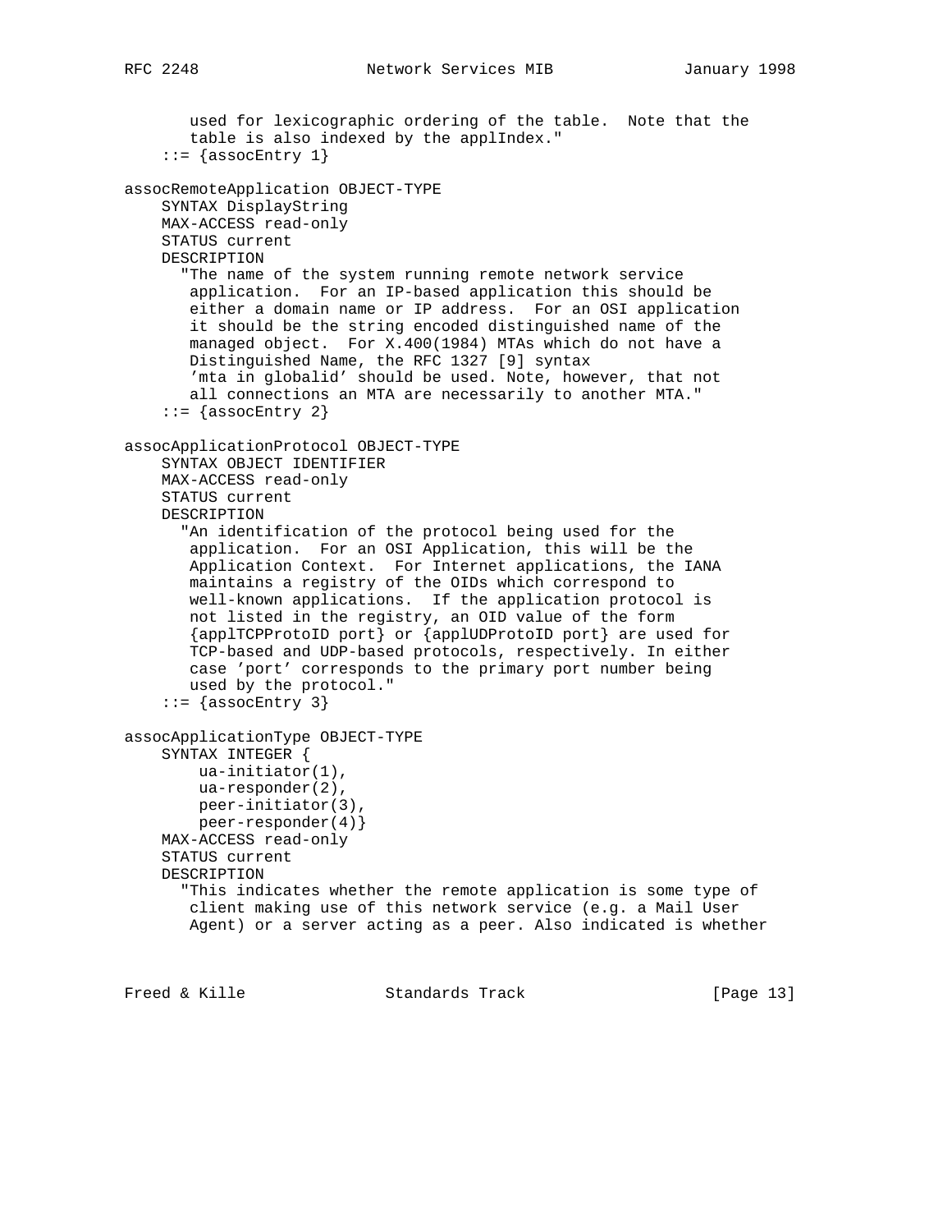```
          used for lexicographic ordering of the table.  Note that the
          table is also indexed by the applIndex."
        ::= {assocEntry 1}

    assocRemoteApplication OBJECT-TYPE
        SYNTAX DisplayString
        MAX-ACCESS read-only
        STATUS current
        DESCRIPTION
          "The name of the system running remote network service
          application.  For an IP-based application this should be
          either a domain name or IP address.  For an OSI application
          it should be the string encoded distinguished name of the
          managed object.  For X.400(1984) MTAs which do not have a
          Distinguished Name, the RFC 1327 [9] syntax
          'mta in globalid' should be used. Note, however, that not
          all connections an MTA are necessarily to another MTA."
        ::= {assocEntry 2}

    assocApplicationProtocol OBJECT-TYPE
        SYNTAX OBJECT IDENTIFIER
        MAX-ACCESS read-only
        STATUS current
        DESCRIPTION
          "An identification of the protocol being used for the
          application.  For an OSI Application, this will be the
          Application Context.  For Internet applications, the IANA
          maintains a registry of the OIDs which correspond to
          well-known applications.  If the application protocol is
          not listed in the registry, an OID value of the form
          {applTCPProtoID port} or {applUDProtoID port} are used for
          TCP-based and UDP-based protocols, respectively. In either
          case 'port' corresponds to the primary port number being
          used by the protocol."
        ::= {assocEntry 3}

    assocApplicationType OBJECT-TYPE
        SYNTAX INTEGER {
            ua-initiator(1),
            ua-responder(2),
            peer-initiator(3),
            peer-responder(4)}
        MAX-ACCESS read-only
        STATUS current
        DESCRIPTION
          "This indicates whether the remote application is some type of
          client making use of this network service (e.g. a Mail User
          Agent) or a server acting as a peer. Also indicated is whether
```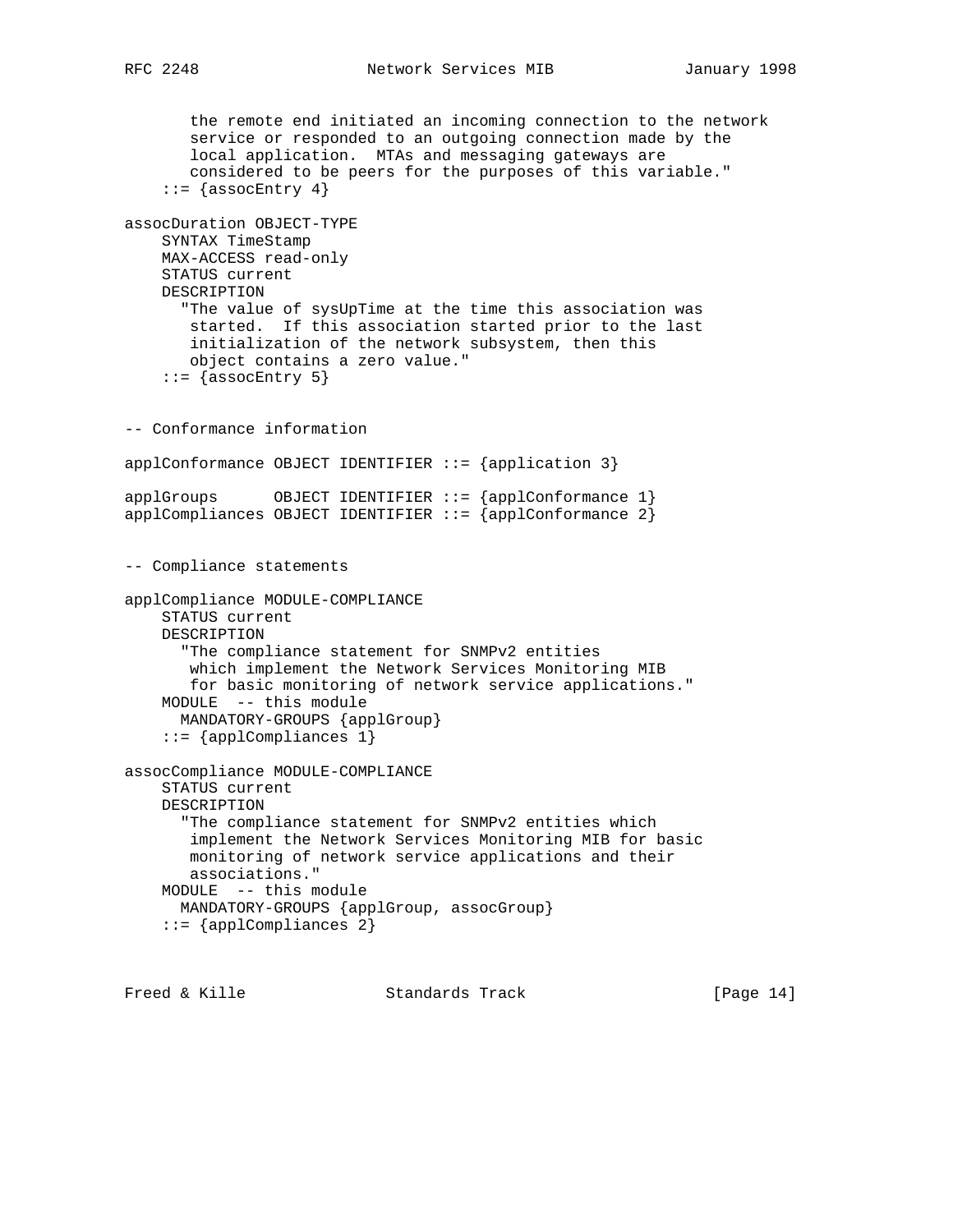```
       the remote end initiated an incoming connection to the network
       service or responded to an outgoing connection made by the
       local application.  MTAs and messaging gateways are
       considered to be peers for the purposes of this variable."
    ::= {assocEntry 4}

assocDuration OBJECT-TYPE
    SYNTAX TimeStamp
    MAX-ACCESS read-only
    STATUS current
    DESCRIPTION
      "The value of sysUpTime at the time this association was
       started.  If this association started prior to the last
       initialization of the network subsystem, then this
       object contains a zero value."
    ::= {assocEntry 5}


-- Conformance information

applConformance OBJECT IDENTIFIER ::= {application 3}

applGroups      OBJECT IDENTIFIER ::= {applConformance 1}
applCompliances OBJECT IDENTIFIER ::= {applConformance 2}


-- Compliance statements

applCompliance MODULE-COMPLIANCE
    STATUS current
    DESCRIPTION
      "The compliance statement for SNMPv2 entities
       which implement the Network Services Monitoring MIB
       for basic monitoring of network service applications."
    MODULE  -- this module
      MANDATORY-GROUPS {applGroup}
    ::= {applCompliances 1}

assocCompliance MODULE-COMPLIANCE
    STATUS current
    DESCRIPTION
      "The compliance statement for SNMPv2 entities which
       implement the Network Services Monitoring MIB for basic
       monitoring of network service applications and their
       associations."
    MODULE  -- this module
      MANDATORY-GROUPS {applGroup, assocGroup}
    ::= {applCompliances 2}
```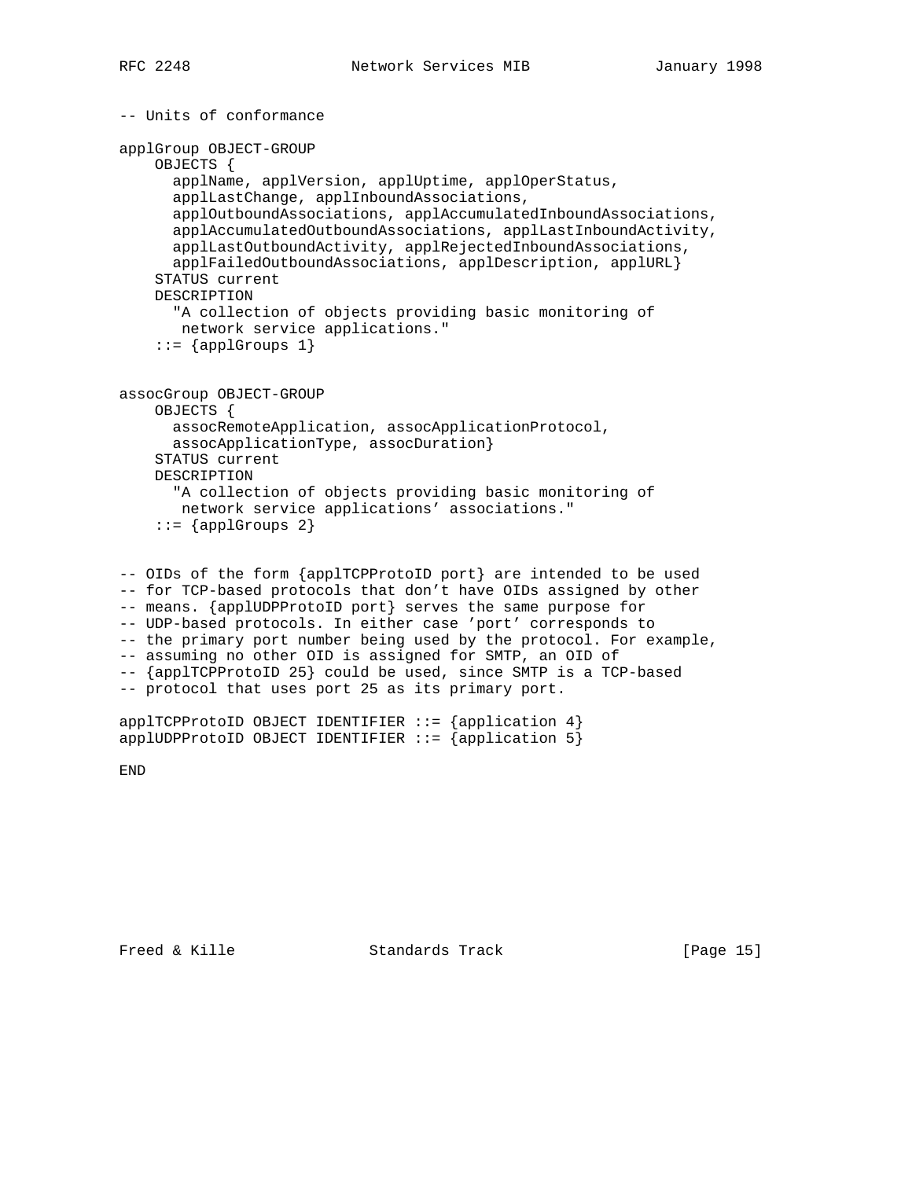```
-- Units of conformance

applGroup OBJECT-GROUP
    OBJECTS {
      applName, applVersion, applUptime, applOperStatus,
      applLastChange, applInboundAssociations,
      applOutboundAssociations, applAccumulatedInboundAssociations,
      applAccumulatedOutboundAssociations, applLastInboundActivity,
      applLastOutboundActivity, applRejectedInboundAssociations,
      applFailedOutboundAssociations, applDescription, applURL}
    STATUS current
    DESCRIPTION
      "A collection of objects providing basic monitoring of
       network service applications."
    ::= {applGroups 1}


assocGroup OBJECT-GROUP
    OBJECTS {
      assocRemoteApplication, assocApplicationProtocol,
      assocApplicationType, assocDuration}
    STATUS current
    DESCRIPTION
      "A collection of objects providing basic monitoring of
       network service applications' associations."
    ::= {applGroups 2}


-- OIDs of the form {applTCPProtoID port} are intended to be used
-- for TCP-based protocols that don't have OIDs assigned by other
-- means. {applUDPProtoID port} serves the same purpose for
-- UDP-based protocols. In either case 'port' corresponds to
-- the primary port number being used by the protocol. For example,
-- assuming no other OID is assigned for SMTP, an OID of
-- {applTCPProtoID 25} could be used, since SMTP is a TCP-based
-- protocol that uses port 25 as its primary port.

applTCPProtoID OBJECT IDENTIFIER ::= {application 4}
applUDPProtoID OBJECT IDENTIFIER ::= {application 5}

END
```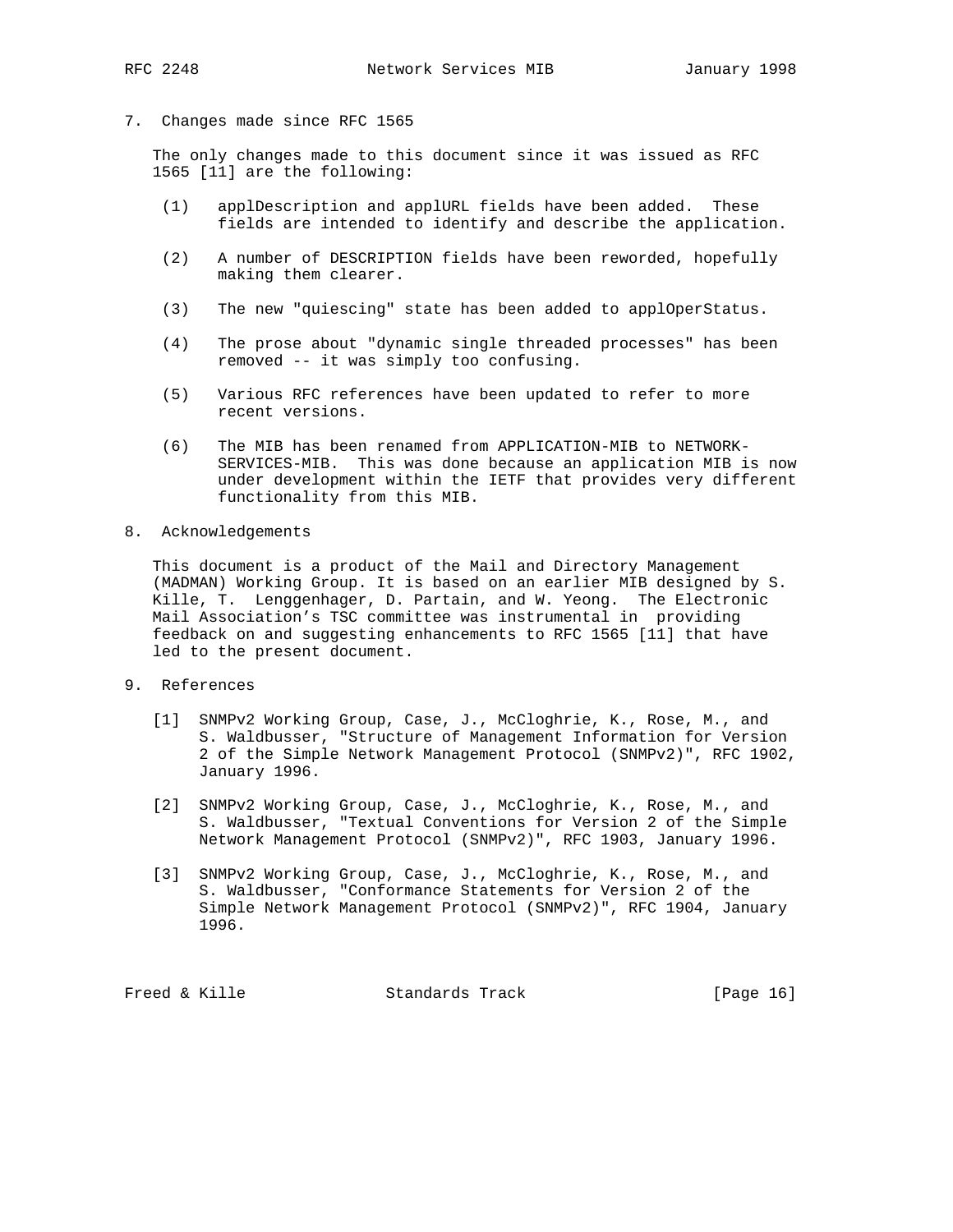## 7. Changes made since RFC 1565

The only changes made to this document since it was issued as RFC 1565 [11] are the following:

(1) applDescription and applURL fields have been added. These fields are intended to identify and describe the application.

(2) A number of DESCRIPTION fields have been reworded, hopefully making them clearer.

(3) The new "quiescing" state has been added to applOperStatus.

(4) The prose about "dynamic single threaded processes" has been removed -- it was simply too confusing.

(5) Various RFC references have been updated to refer to more recent versions.

(6) The MIB has been renamed from APPLICATION-MIB to NETWORK-SERVICES-MIB. This was done because an application MIB is now under development within the IETF that provides very different functionality from this MIB.

## 8. Acknowledgements

This document is a product of the Mail and Directory Management (MADMAN) Working Group. It is based on an earlier MIB designed by S. Kille, T. Lenggenhager, D. Partain, and W. Yeong. The Electronic Mail Association's TSC committee was instrumental in providing feedback on and suggesting enhancements to RFC 1565 [11] that have led to the present document.

## 9. References

[1] SNMPv2 Working Group, Case, J., McCloghrie, K., Rose, M., and S. Waldbusser, "Structure of Management Information for Version 2 of the Simple Network Management Protocol (SNMPv2)", RFC 1902, January 1996.

[2] SNMPv2 Working Group, Case, J., McCloghrie, K., Rose, M., and S. Waldbusser, "Textual Conventions for Version 2 of the Simple Network Management Protocol (SNMPv2)", RFC 1903, January 1996.

[3] SNMPv2 Working Group, Case, J., McCloghrie, K., Rose, M., and S. Waldbusser, "Conformance Statements for Version 2 of the Simple Network Management Protocol (SNMPv2)", RFC 1904, January 1996.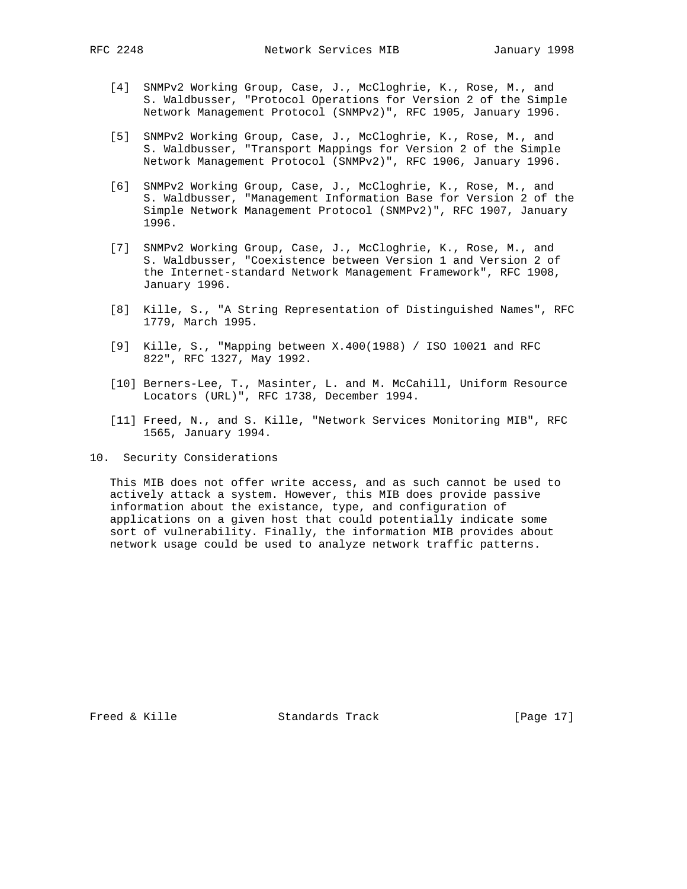[4] SNMPv2 Working Group, Case, J., McCloghrie, K., Rose, M., and S. Waldbusser, "Protocol Operations for Version 2 of the Simple Network Management Protocol (SNMPv2)", RFC 1905, January 1996.

[5] SNMPv2 Working Group, Case, J., McCloghrie, K., Rose, M., and S. Waldbusser, "Transport Mappings for Version 2 of the Simple Network Management Protocol (SNMPv2)", RFC 1906, January 1996.

[6] SNMPv2 Working Group, Case, J., McCloghrie, K., Rose, M., and S. Waldbusser, "Management Information Base for Version 2 of the Simple Network Management Protocol (SNMPv2)", RFC 1907, January 1996.

[7] SNMPv2 Working Group, Case, J., McCloghrie, K., Rose, M., and S. Waldbusser, "Coexistence between Version 1 and Version 2 of the Internet-standard Network Management Framework", RFC 1908, January 1996.

[8] Kille, S., "A String Representation of Distinguished Names", RFC 1779, March 1995.

[9] Kille, S., "Mapping between X.400(1988) / ISO 10021 and RFC 822", RFC 1327, May 1992.

[10] Berners-Lee, T., Masinter, L. and M. McCahill, Uniform Resource Locators (URL)", RFC 1738, December 1994.

[11] Freed, N., and S. Kille, "Network Services Monitoring MIB", RFC 1565, January 1994.

## 10. Security Considerations

This MIB does not offer write access, and as such cannot be used to actively attack a system. However, this MIB does provide passive information about the existance, type, and configuration of applications on a given host that could potentially indicate some sort of vulnerability. Finally, the information MIB provides about network usage could be used to analyze network traffic patterns.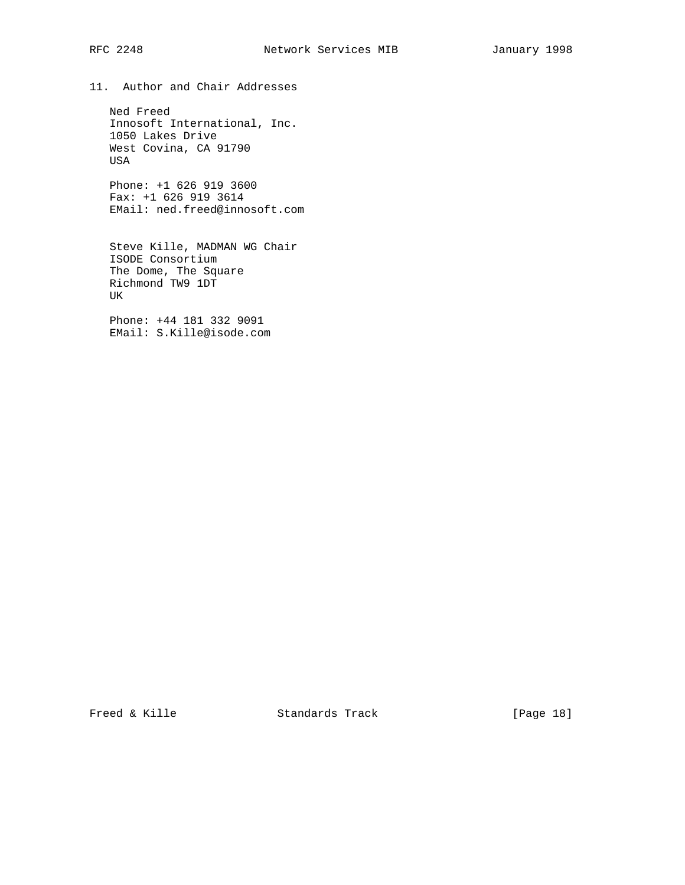## 11. Author and Chair Addresses

Ned Freed
Innosoft International, Inc.
1050 Lakes Drive
West Covina, CA 91790
USA

Phone: +1 626 919 3600
Fax: +1 626 919 3614
EMail: ned.freed@innosoft.com

Steve Kille, MADMAN WG Chair
ISODE Consortium
The Dome, The Square
Richmond TW9 1DT
UK

Phone: +44 181 332 9091
EMail: S.Kille@isode.com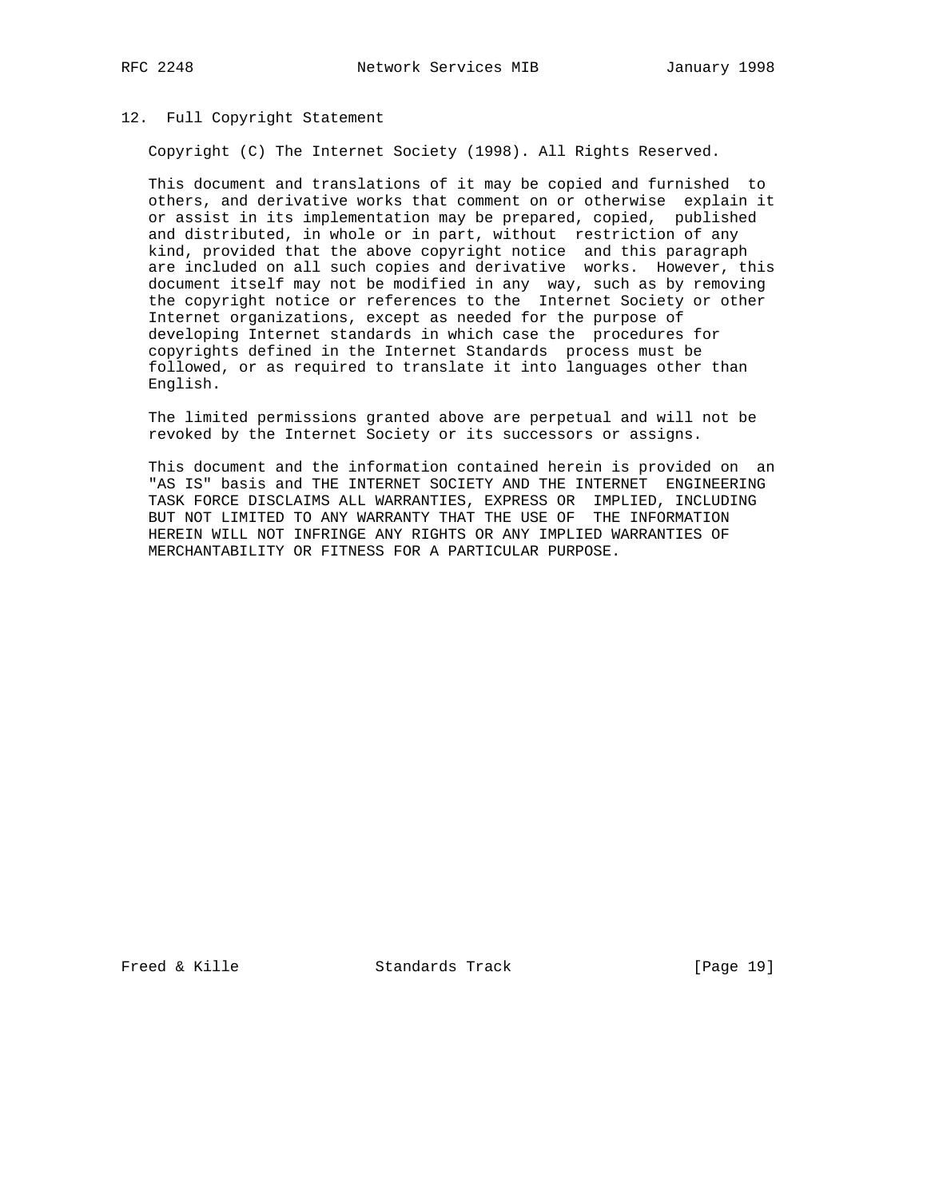## 12. Full Copyright Statement

Copyright (C) The Internet Society (1998). All Rights Reserved.

This document and translations of it may be copied and furnished to others, and derivative works that comment on or otherwise explain it or assist in its implementation may be prepared, copied, published and distributed, in whole or in part, without restriction of any kind, provided that the above copyright notice and this paragraph are included on all such copies and derivative works. However, this document itself may not be modified in any way, such as by removing the copyright notice or references to the Internet Society or other Internet organizations, except as needed for the purpose of developing Internet standards in which case the procedures for copyrights defined in the Internet Standards process must be followed, or as required to translate it into languages other than English.

The limited permissions granted above are perpetual and will not be revoked by the Internet Society or its successors or assigns.

This document and the information contained herein is provided on an "AS IS" basis and THE INTERNET SOCIETY AND THE INTERNET ENGINEERING TASK FORCE DISCLAIMS ALL WARRANTIES, EXPRESS OR IMPLIED, INCLUDING BUT NOT LIMITED TO ANY WARRANTY THAT THE USE OF THE INFORMATION HEREIN WILL NOT INFRINGE ANY RIGHTS OR ANY IMPLIED WARRANTIES OF MERCHANTABILITY OR FITNESS FOR A PARTICULAR PURPOSE.